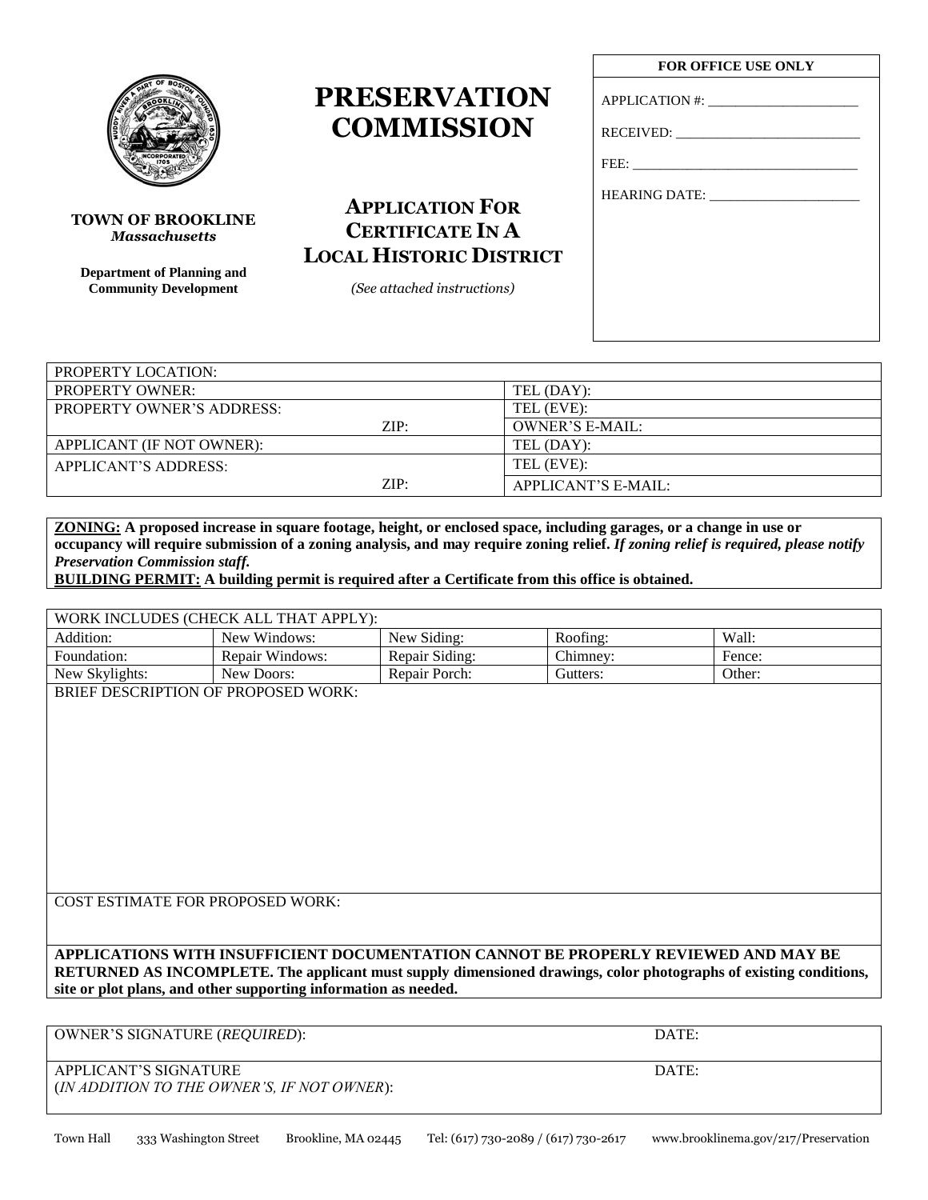**TOWN OF BROOKLINE**
***Massachusetts***

**Department of Planning and Community Development**

# PRESERVATION COMMISSION

## APPLICATION FOR CERTIFICATE IN A LOCAL HISTORIC DISTRICT

*(See attached instructions)*

| FOR OFFICE USE ONLY |
|---|
| APPLICATION #: ______________________ |
| RECEIVED: ___________________________ |
| FEE: _________________________________ |
| HEARING DATE: ______________________ |

| PROPERTY LOCATION: | |
|---|---|
| PROPERTY OWNER: | TEL (DAY): |
| PROPERTY OWNER'S ADDRESS: | TEL (EVE): |
| ZIP: | OWNER'S E-MAIL: |
| APPLICANT (IF NOT OWNER): | TEL (DAY): |
| APPLICANT'S ADDRESS: | TEL (EVE): |
| ZIP: | APPLICANT'S E-MAIL: |

**ZONING: A proposed increase in square footage, height, or enclosed space, including garages, or a change in use or occupancy will require submission of a zoning analysis, and may require zoning relief.** ***If zoning relief is required, please notify Preservation Commission staff.***
**BUILDING PERMIT: A building permit is required after a Certificate from this office is obtained.**

| WORK INCLUDES (CHECK ALL THAT APPLY): | | | | |
|---|---|---|---|---|
| Addition: | New Windows: | New Siding: | Roofing: | Wall: |
| Foundation: | Repair Windows: | Repair Siding: | Chimney: | Fence: |
| New Skylights: | New Doors: | Repair Porch: | Gutters: | Other: |

BRIEF DESCRIPTION OF PROPOSED WORK:

COST ESTIMATE FOR PROPOSED WORK:

**APPLICATIONS WITH INSUFFICIENT DOCUMENTATION CANNOT BE PROPERLY REVIEWED AND MAY BE RETURNED AS INCOMPLETE. The applicant must supply dimensioned drawings, color photographs of existing conditions, site or plot plans, and other supporting information as needed.**

| OWNER'S SIGNATURE (*REQUIRED*): | DATE: |
|---|---|
| APPLICANT'S SIGNATURE (*IN ADDITION TO THE OWNER'S, IF NOT OWNER*): | DATE: |

Town Hall 333 Washington Street Brookline, MA 02445 Tel: (617) 730-2089 / (617) 730-2617 www.brooklinema.gov/217/Preservation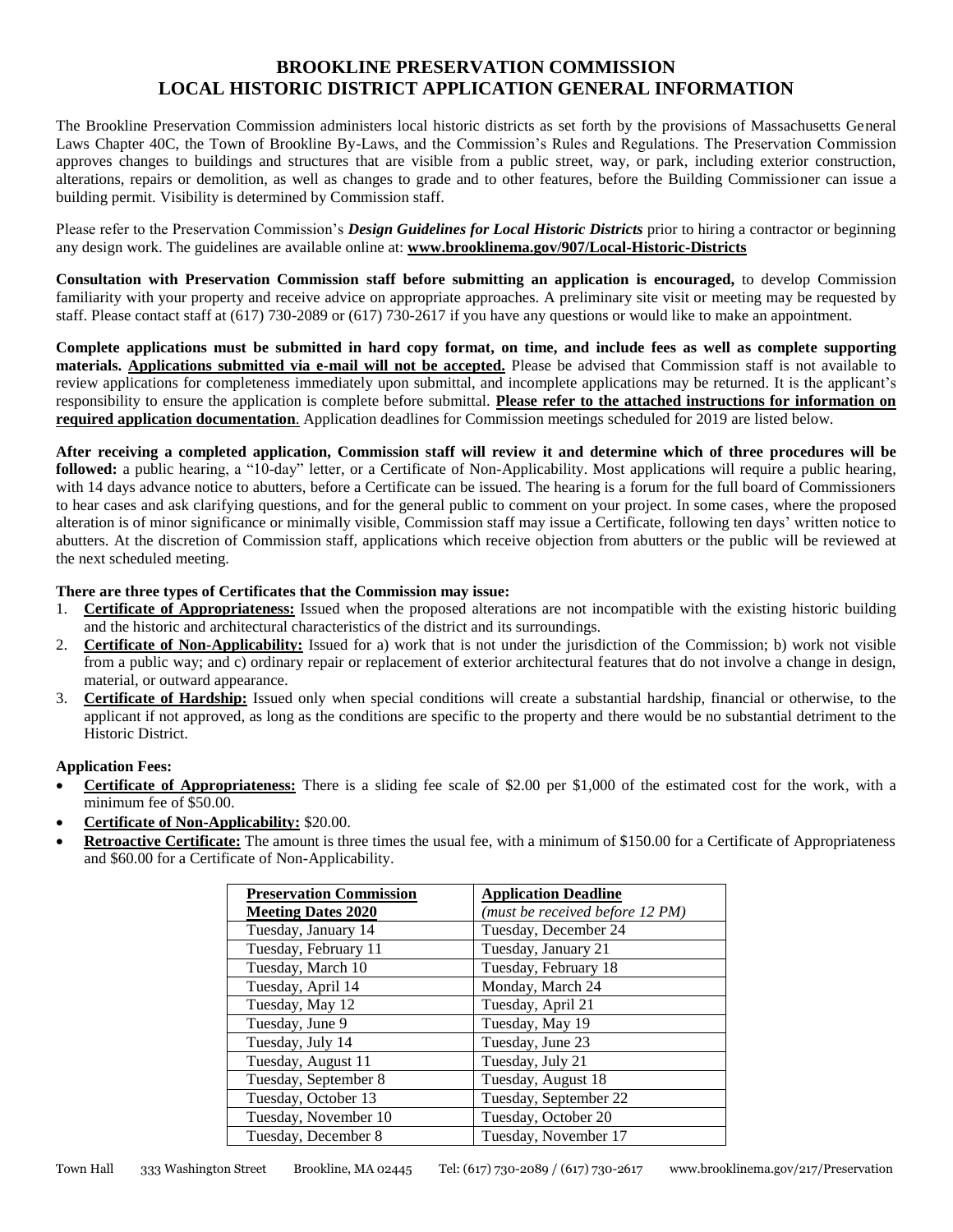# BROOKLINE PRESERVATION COMMISSION
# LOCAL HISTORIC DISTRICT APPLICATION GENERAL INFORMATION

The Brookline Preservation Commission administers local historic districts as set forth by the provisions of Massachusetts General Laws Chapter 40C, the Town of Brookline By-Laws, and the Commission's Rules and Regulations. The Preservation Commission approves changes to buildings and structures that are visible from a public street, way, or park, including exterior construction, alterations, repairs or demolition, as well as changes to grade and to other features, before the Building Commissioner can issue a building permit. Visibility is determined by Commission staff.

Please refer to the Preservation Commission's ***Design Guidelines for Local Historic Districts*** prior to hiring a contractor or beginning any design work. The guidelines are available online at: **www.brooklinema.gov/907/Local-Historic-Districts**

**Consultation with Preservation Commission staff before submitting an application is encouraged,** to develop Commission familiarity with your property and receive advice on appropriate approaches. A preliminary site visit or meeting may be requested by staff. Please contact staff at (617) 730-2089 or (617) 730-2617 if you have any questions or would like to make an appointment.

**Complete applications must be submitted in hard copy format, on time, and include fees as well as complete supporting materials. Applications submitted via e-mail will not be accepted.** Please be advised that Commission staff is not available to review applications for completeness immediately upon submittal, and incomplete applications may be returned. It is the applicant's responsibility to ensure the application is complete before submittal. **Please refer to the attached instructions for information on required application documentation**. Application deadlines for Commission meetings scheduled for 2019 are listed below.

**After receiving a completed application, Commission staff will review it and determine which of three procedures will be followed:** a public hearing, a "10-day" letter, or a Certificate of Non-Applicability. Most applications will require a public hearing, with 14 days advance notice to abutters, before a Certificate can be issued. The hearing is a forum for the full board of Commissioners to hear cases and ask clarifying questions, and for the general public to comment on your project. In some cases, where the proposed alteration is of minor significance or minimally visible, Commission staff may issue a Certificate, following ten days' written notice to abutters. At the discretion of Commission staff, applications which receive objection from abutters or the public will be reviewed at the next scheduled meeting.

**There are three types of Certificates that the Commission may issue:**

1. **Certificate of Appropriateness:** Issued when the proposed alterations are not incompatible with the existing historic building and the historic and architectural characteristics of the district and its surroundings.
2. **Certificate of Non-Applicability:** Issued for a) work that is not under the jurisdiction of the Commission; b) work not visible from a public way; and c) ordinary repair or replacement of exterior architectural features that do not involve a change in design, material, or outward appearance.
3. **Certificate of Hardship:** Issued only when special conditions will create a substantial hardship, financial or otherwise, to the applicant if not approved, as long as the conditions are specific to the property and there would be no substantial detriment to the Historic District.

**Application Fees:**

- **Certificate of Appropriateness:** There is a sliding fee scale of $2.00 per $1,000 of the estimated cost for the work, with a minimum fee of $50.00.
- **Certificate of Non-Applicability:** $20.00.
- **Retroactive Certificate:** The amount is three times the usual fee, with a minimum of $150.00 for a Certificate of Appropriateness and $60.00 for a Certificate of Non-Applicability.

| Preservation Commission Meeting Dates 2020 | Application Deadline *(must be received before 12 PM)* |
|---|---|
| Tuesday, January 14 | Tuesday, December 24 |
| Tuesday, February 11 | Tuesday, January 21 |
| Tuesday, March 10 | Tuesday, February 18 |
| Tuesday, April 14 | Monday, March 24 |
| Tuesday, May 12 | Tuesday, April 21 |
| Tuesday, June 9 | Tuesday, May 19 |
| Tuesday, July 14 | Tuesday, June 23 |
| Tuesday, August 11 | Tuesday, July 21 |
| Tuesday, September 8 | Tuesday, August 18 |
| Tuesday, October 13 | Tuesday, September 22 |
| Tuesday, November 10 | Tuesday, October 20 |
| Tuesday, December 8 | Tuesday, November 17 |

Town Hall 333 Washington Street Brookline, MA 02445 Tel: (617) 730-2089 / (617) 730-2617 www.brooklinema.gov/217/Preservation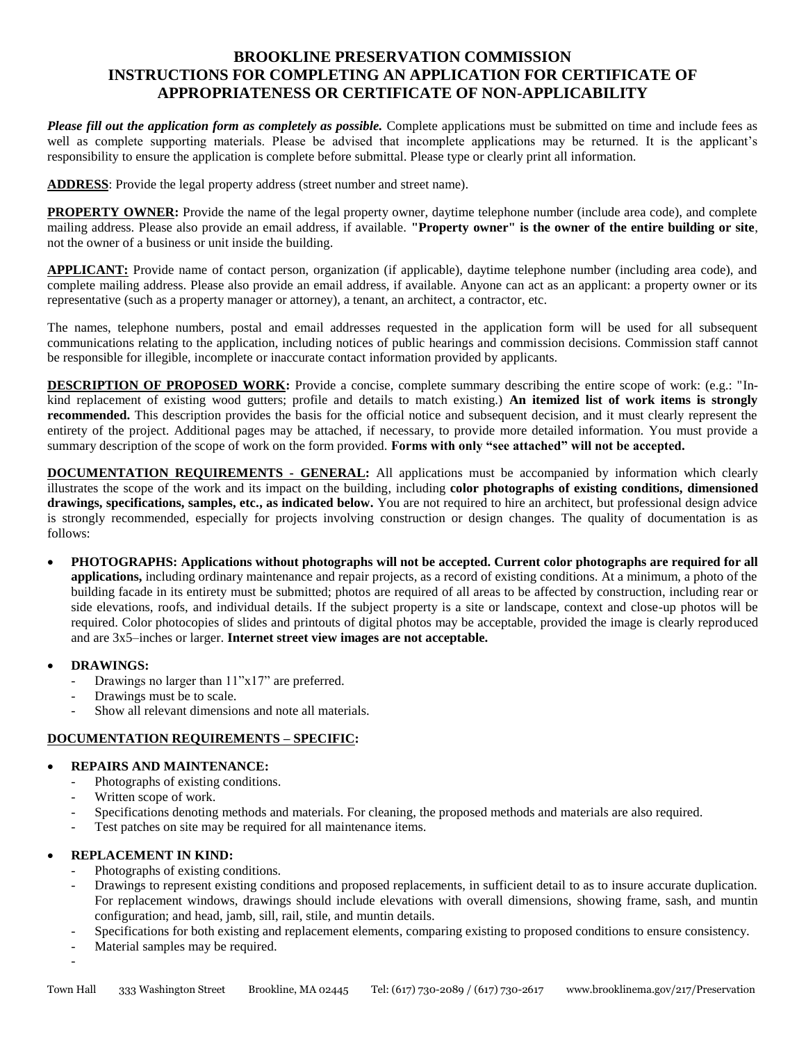**BROOKLINE PRESERVATION COMMISSION**
**INSTRUCTIONS FOR COMPLETING AN APPLICATION FOR CERTIFICATE OF APPROPRIATENESS OR CERTIFICATE OF NON-APPLICABILITY**

***Please fill out the application form as completely as possible.*** Complete applications must be submitted on time and include fees as well as complete supporting materials. Please be advised that incomplete applications may be returned. It is the applicant's responsibility to ensure the application is complete before submittal. Please type or clearly print all information.

**ADDRESS**: Provide the legal property address (street number and street name).

**PROPERTY OWNER:** Provide the name of the legal property owner, daytime telephone number (include area code), and complete mailing address. Please also provide an email address, if available. **"Property owner" is the owner of the entire building or site**, not the owner of a business or unit inside the building.

**APPLICANT:** Provide name of contact person, organization (if applicable), daytime telephone number (including area code), and complete mailing address. Please also provide an email address, if available. Anyone can act as an applicant: a property owner or its representative (such as a property manager or attorney), a tenant, an architect, a contractor, etc.

The names, telephone numbers, postal and email addresses requested in the application form will be used for all subsequent communications relating to the application, including notices of public hearings and commission decisions. Commission staff cannot be responsible for illegible, incomplete or inaccurate contact information provided by applicants.

**DESCRIPTION OF PROPOSED WORK:** Provide a concise, complete summary describing the entire scope of work: (e.g.: "In-kind replacement of existing wood gutters; profile and details to match existing.) **An itemized list of work items is strongly recommended.** This description provides the basis for the official notice and subsequent decision, and it must clearly represent the entirety of the project. Additional pages may be attached, if necessary, to provide more detailed information. You must provide a summary description of the scope of work on the form provided. **Forms with only "see attached" will not be accepted.**

**DOCUMENTATION REQUIREMENTS - GENERAL:** All applications must be accompanied by information which clearly illustrates the scope of the work and its impact on the building, including **color photographs of existing conditions, dimensioned drawings, specifications, samples, etc., as indicated below.** You are not required to hire an architect, but professional design advice is strongly recommended, especially for projects involving construction or design changes. The quality of documentation is as follows:

- **PHOTOGRAPHS: Applications without photographs will not be accepted. Current color photographs are required for all applications,** including ordinary maintenance and repair projects, as a record of existing conditions. At a minimum, a photo of the building facade in its entirety must be submitted; photos are required of all areas to be affected by construction, including rear or side elevations, roofs, and individual details. If the subject property is a site or landscape, context and close-up photos will be required. Color photocopies of slides and printouts of digital photos may be acceptable, provided the image is clearly reproduced and are 3x5–inches or larger. **Internet street view images are not acceptable.**

- **DRAWINGS:**
  - Drawings no larger than 11"x17" are preferred.
  - Drawings must be to scale.
  - Show all relevant dimensions and note all materials.

**DOCUMENTATION REQUIREMENTS – SPECIFIC:**

- **REPAIRS AND MAINTENANCE:**
  - Photographs of existing conditions.
  - Written scope of work.
  - Specifications denoting methods and materials. For cleaning, the proposed methods and materials are also required.
  - Test patches on site may be required for all maintenance items.

- **REPLACEMENT IN KIND:**
  - Photographs of existing conditions.
  - Drawings to represent existing conditions and proposed replacements, in sufficient detail to as to insure accurate duplication. For replacement windows, drawings should include elevations with overall dimensions, showing frame, sash, and muntin configuration; and head, jamb, sill, rail, stile, and muntin details.
  - Specifications for both existing and replacement elements, comparing existing to proposed conditions to ensure consistency.
  - Material samples may be required.
  -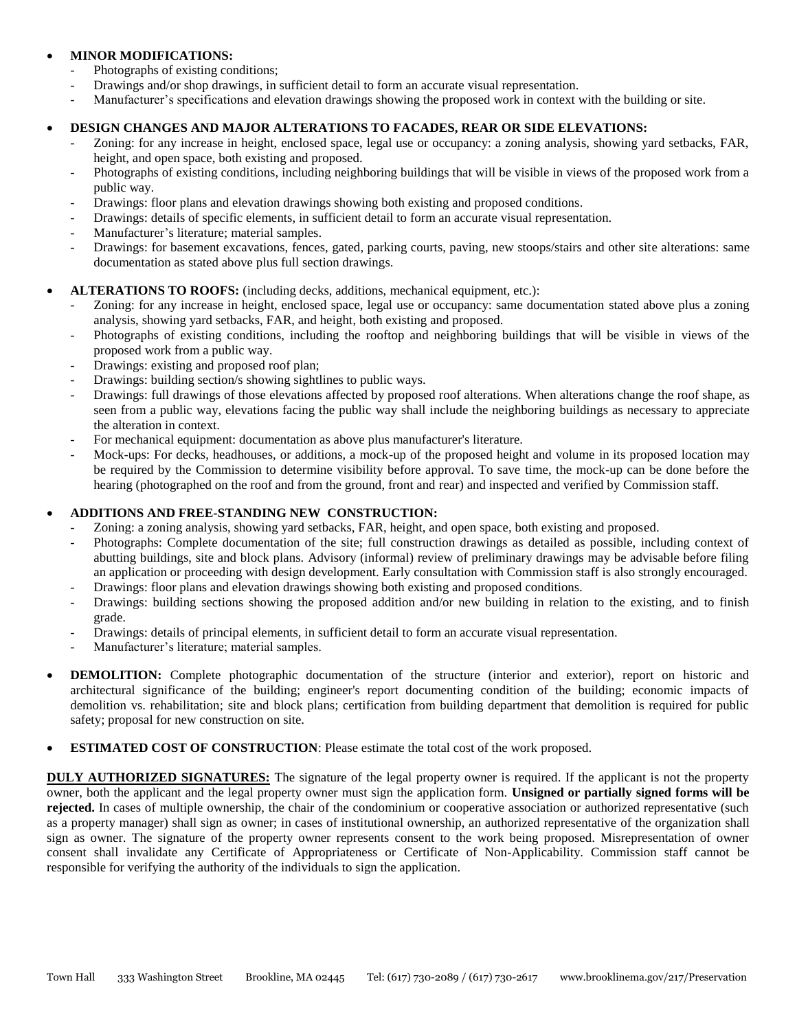- **MINOR MODIFICATIONS:**
  - Photographs of existing conditions;
  - Drawings and/or shop drawings, in sufficient detail to form an accurate visual representation.
  - Manufacturer's specifications and elevation drawings showing the proposed work in context with the building or site.

- **DESIGN CHANGES AND MAJOR ALTERATIONS TO FACADES, REAR OR SIDE ELEVATIONS:**
  - Zoning: for any increase in height, enclosed space, legal use or occupancy: a zoning analysis, showing yard setbacks, FAR, height, and open space, both existing and proposed.
  - Photographs of existing conditions, including neighboring buildings that will be visible in views of the proposed work from a public way.
  - Drawings: floor plans and elevation drawings showing both existing and proposed conditions.
  - Drawings: details of specific elements, in sufficient detail to form an accurate visual representation.
  - Manufacturer's literature; material samples.
  - Drawings: for basement excavations, fences, gated, parking courts, paving, new stoops/stairs and other site alterations: same documentation as stated above plus full section drawings.

- **ALTERATIONS TO ROOFS:** (including decks, additions, mechanical equipment, etc.):
  - Zoning: for any increase in height, enclosed space, legal use or occupancy: same documentation stated above plus a zoning analysis, showing yard setbacks, FAR, and height, both existing and proposed.
  - Photographs of existing conditions, including the rooftop and neighboring buildings that will be visible in views of the proposed work from a public way.
  - Drawings: existing and proposed roof plan;
  - Drawings: building section/s showing sightlines to public ways.
  - Drawings: full drawings of those elevations affected by proposed roof alterations. When alterations change the roof shape, as seen from a public way, elevations facing the public way shall include the neighboring buildings as necessary to appreciate the alteration in context.
  - For mechanical equipment: documentation as above plus manufacturer's literature.
  - Mock-ups: For decks, headhouses, or additions, a mock-up of the proposed height and volume in its proposed location may be required by the Commission to determine visibility before approval. To save time, the mock-up can be done before the hearing (photographed on the roof and from the ground, front and rear) and inspected and verified by Commission staff.

- **ADDITIONS AND FREE-STANDING NEW CONSTRUCTION:**
  - Zoning: a zoning analysis, showing yard setbacks, FAR, height, and open space, both existing and proposed.
  - Photographs: Complete documentation of the site; full construction drawings as detailed as possible, including context of abutting buildings, site and block plans. Advisory (informal) review of preliminary drawings may be advisable before filing an application or proceeding with design development. Early consultation with Commission staff is also strongly encouraged.
  - Drawings: floor plans and elevation drawings showing both existing and proposed conditions.
  - Drawings: building sections showing the proposed addition and/or new building in relation to the existing, and to finish grade.
  - Drawings: details of principal elements, in sufficient detail to form an accurate visual representation.
  - Manufacturer's literature; material samples.

- **DEMOLITION:** Complete photographic documentation of the structure (interior and exterior), report on historic and architectural significance of the building; engineer's report documenting condition of the building; economic impacts of demolition vs. rehabilitation; site and block plans; certification from building department that demolition is required for public safety; proposal for new construction on site.

- **ESTIMATED COST OF CONSTRUCTION**: Please estimate the total cost of the work proposed.

**DULY AUTHORIZED SIGNATURES:** The signature of the legal property owner is required. If the applicant is not the property owner, both the applicant and the legal property owner must sign the application form. **Unsigned or partially signed forms will be rejected.** In cases of multiple ownership, the chair of the condominium or cooperative association or authorized representative (such as a property manager) shall sign as owner; in cases of institutional ownership, an authorized representative of the organization shall sign as owner. The signature of the property owner represents consent to the work being proposed. Misrepresentation of owner consent shall invalidate any Certificate of Appropriateness or Certificate of Non-Applicability. Commission staff cannot be responsible for verifying the authority of the individuals to sign the application.